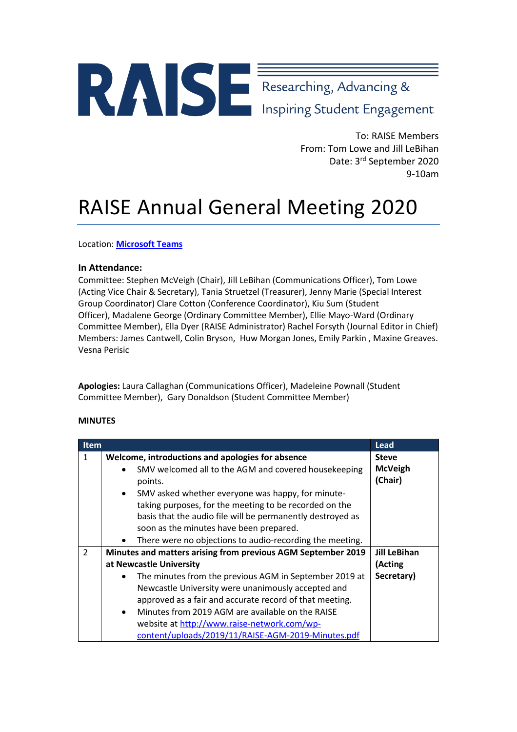# RAISE

Researching, Advancing & Inspiring Student Engagement

To: RAISE Members
From: Tom Lowe and Jill LeBihan
Date: 3rd September 2020
9-10am

# RAISE Annual General Meeting 2020

Location: **[Microsoft Teams]**

**In Attendance:**
Committee: Stephen McVeigh (Chair), Jill LeBihan (Communications Officer), Tom Lowe (Acting Vice Chair & Secretary), Tania Struetzel (Treasurer), Jenny Marie (Special Interest Group Coordinator) Clare Cotton (Conference Coordinator), Kiu Sum (Student Officer), Madalene George (Ordinary Committee Member), Ellie Mayo-Ward (Ordinary Committee Member), Ella Dyer (RAISE Administrator) Rachel Forsyth (Journal Editor in Chief)
Members: James Cantwell, Colin Bryson, Huw Morgan Jones, Emily Parkin , Maxine Greaves. Vesna Perisic

**Apologies:** Laura Callaghan (Communications Officer), Madeleine Pownall (Student Committee Member), Gary Donaldson (Student Committee Member)

**MINUTES**

| Item | | Lead |
|---|---|---|
| 1 | **Welcome, introductions and apologies for absence**<br>• SMV welcomed all to the AGM and covered housekeeping points.<br>• SMV asked whether everyone was happy, for minute-taking purposes, for the meeting to be recorded on the basis that the audio file will be permanently destroyed as soon as the minutes have been prepared.<br>• There were no objections to audio-recording the meeting. | **Steve McVeigh (Chair)** |
| 2 | **Minutes and matters arising from previous AGM September 2019 at Newcastle University**<br>• The minutes from the previous AGM in September 2019 at Newcastle University were unanimously accepted and approved as a fair and accurate record of that meeting.<br>• Minutes from 2019 AGM are available on the RAISE website at http://www.raise-network.com/wp-content/uploads/2019/11/RAISE-AGM-2019-Minutes.pdf | **Jill LeBihan (Acting Secretary)** |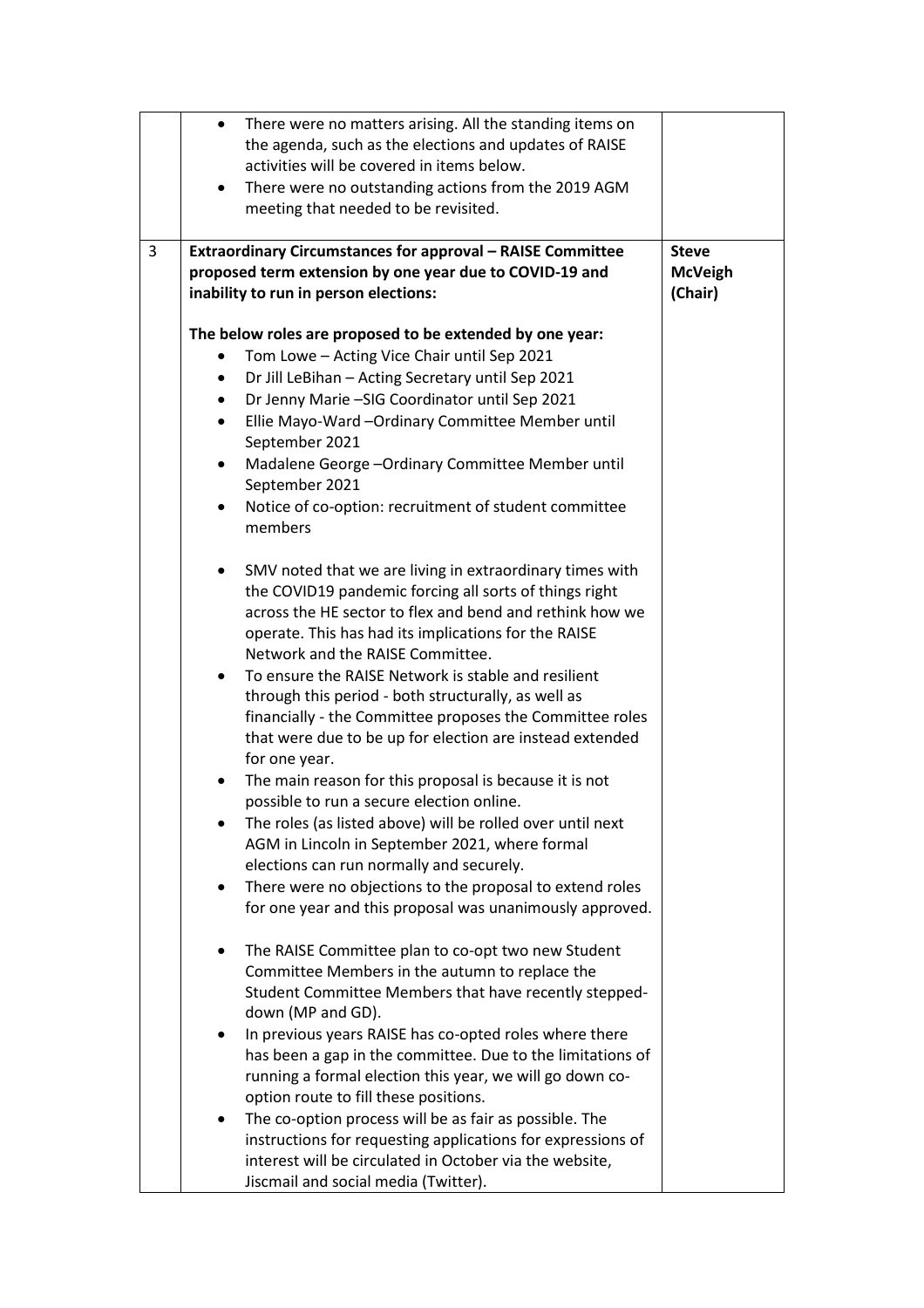| | | |
|---|---|---|
| | • There were no matters arising. All the standing items on the agenda, such as the elections and updates of RAISE activities will be covered in items below.<br>• There were no outstanding actions from the 2019 AGM meeting that needed to be revisited. | |
| 3 | **Extraordinary Circumstances for approval – RAISE Committee proposed term extension by one year due to COVID-19 and inability to run in person elections:**<br><br>**The below roles are proposed to be extended by one year:**<br>• Tom Lowe – Acting Vice Chair until Sep 2021<br>• Dr Jill LeBihan – Acting Secretary until Sep 2021<br>• Dr Jenny Marie –SIG Coordinator until Sep 2021<br>• Ellie Mayo-Ward –Ordinary Committee Member until September 2021<br>• Madalene George –Ordinary Committee Member until September 2021<br>• Notice of co-option: recruitment of student committee members<br><br>• SMV noted that we are living in extraordinary times with the COVID19 pandemic forcing all sorts of things right across the HE sector to flex and bend and rethink how we operate. This has had its implications for the RAISE Network and the RAISE Committee.<br>• To ensure the RAISE Network is stable and resilient through this period - both structurally, as well as financially - the Committee proposes the Committee roles that were due to be up for election are instead extended for one year.<br>• The main reason for this proposal is because it is not possible to run a secure election online.<br>• The roles (as listed above) will be rolled over until next AGM in Lincoln in September 2021, where formal elections can run normally and securely.<br>• There were no objections to the proposal to extend roles for one year and this proposal was unanimously approved.<br><br>• The RAISE Committee plan to co-opt two new Student Committee Members in the autumn to replace the Student Committee Members that have recently stepped-down (MP and GD).<br>• In previous years RAISE has co-opted roles where there has been a gap in the committee. Due to the limitations of running a formal election this year, we will go down co-option route to fill these positions.<br>• The co-option process will be as fair as possible. The instructions for requesting applications for expressions of interest will be circulated in October via the website, Jiscmail and social media (Twitter). | **Steve McVeigh (Chair)** |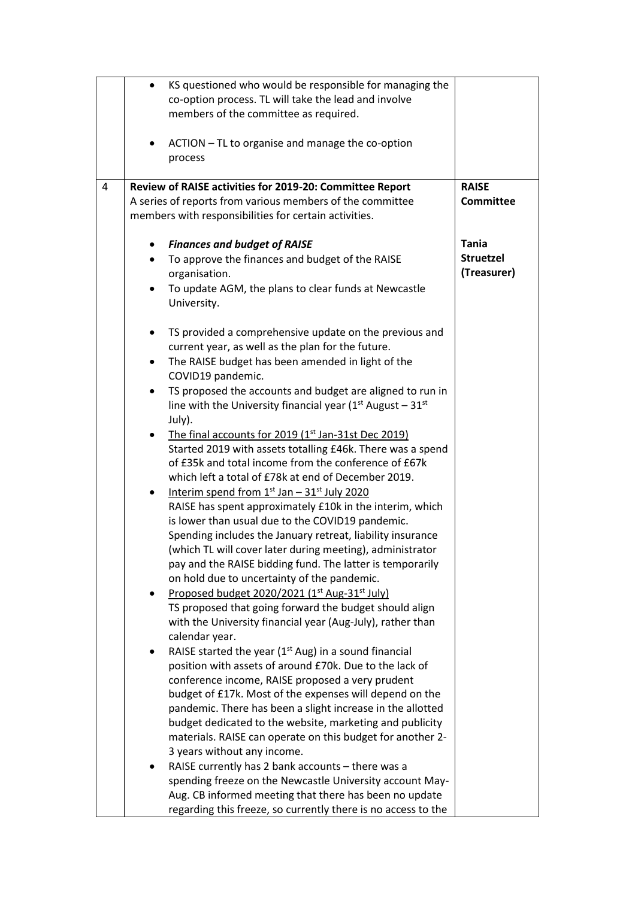|  |  |  |
| --- | --- | --- |
|  | • KS questioned who would be responsible for managing the co-option process. TL will take the lead and involve members of the committee as required.<br><br>• ACTION – TL to organise and manage the co-option process |  |
| 4 | **Review of RAISE activities for 2019-20: Committee Report**<br>A series of reports from various members of the committee members with responsibilities for certain activities.<br><br>• ***Finances and budget of RAISE***<br>• To approve the finances and budget of the RAISE organisation.<br>• To update AGM, the plans to clear funds at Newcastle University.<br><br>• TS provided a comprehensive update on the previous and current year, as well as the plan for the future.<br>• The RAISE budget has been amended in light of the COVID19 pandemic.<br>• TS proposed the accounts and budget are aligned to run in line with the University financial year (1st August – 31st July).<br>• The final accounts for 2019 (1st Jan-31st Dec 2019)<br>Started 2019 with assets totalling £46k. There was a spend of £35k and total income from the conference of £67k which left a total of £78k at end of December 2019.<br>• Interim spend from 1st Jan – 31st July 2020<br>RAISE has spent approximately £10k in the interim, which is lower than usual due to the COVID19 pandemic. Spending includes the January retreat, liability insurance (which TL will cover later during meeting), administrator pay and the RAISE bidding fund. The latter is temporarily on hold due to uncertainty of the pandemic.<br>• Proposed budget 2020/2021 (1st Aug-31st July)<br>TS proposed that going forward the budget should align with the University financial year (Aug-July), rather than calendar year.<br>• RAISE started the year (1st Aug) in a sound financial position with assets of around £70k. Due to the lack of conference income, RAISE proposed a very prudent budget of £17k. Most of the expenses will depend on the pandemic. There has been a slight increase in the allotted budget dedicated to the website, marketing and publicity materials. RAISE can operate on this budget for another 2-3 years without any income.<br>• RAISE currently has 2 bank accounts – there was a spending freeze on the Newcastle University account May-Aug. CB informed meeting that there has been no update regarding this freeze, so currently there is no access to the | **RAISE Committee**<br><br><br><br>**Tania Struetzel (Treasurer)** |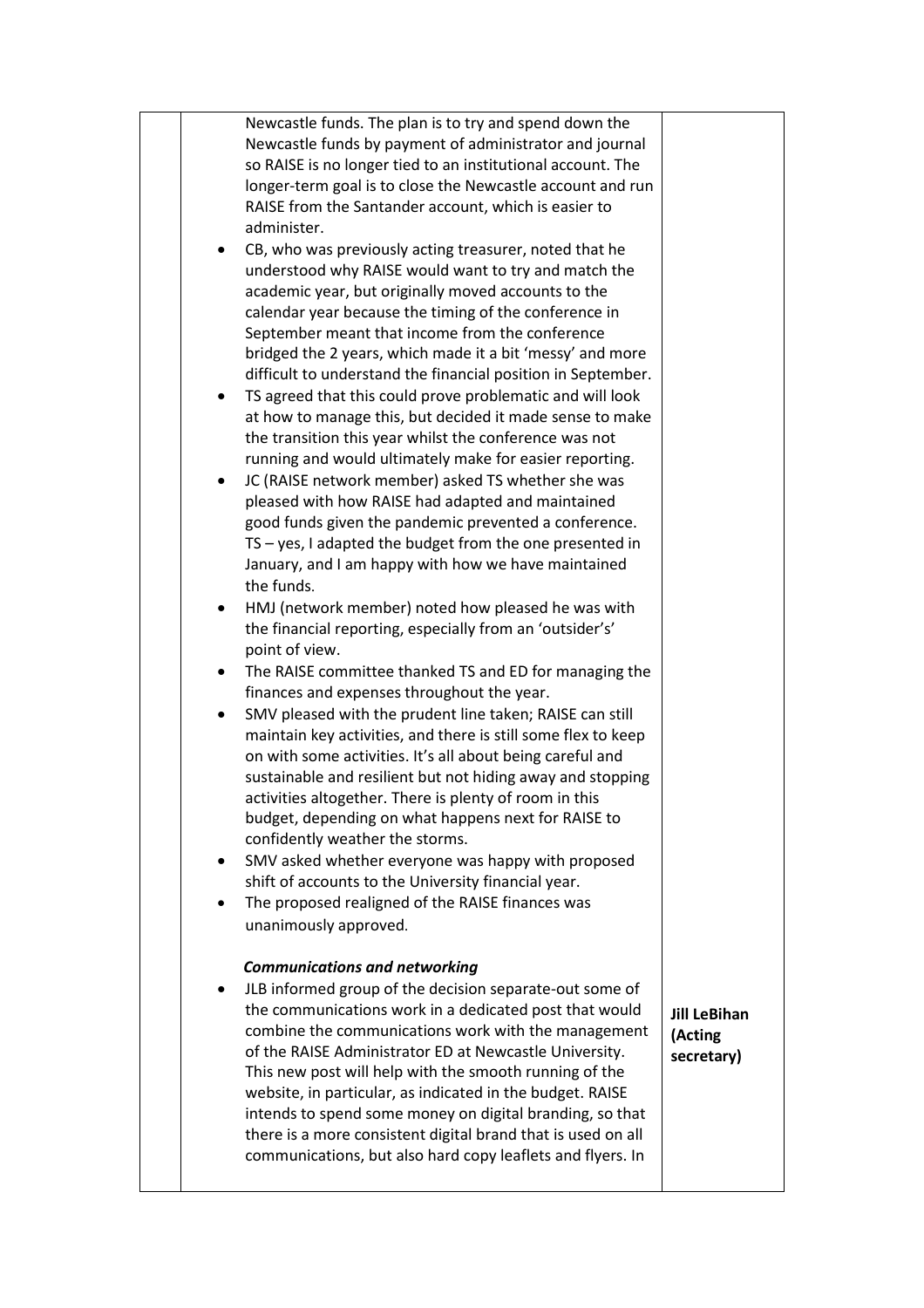|  |  |  |
| --- | --- | --- |
|  | Newcastle funds. The plan is to try and spend down the Newcastle funds by payment of administrator and journal so RAISE is no longer tied to an institutional account. The longer-term goal is to close the Newcastle account and run RAISE from the Santander account, which is easier to administer.<br>• CB, who was previously acting treasurer, noted that he understood why RAISE would want to try and match the academic year, but originally moved accounts to the calendar year because the timing of the conference in September meant that income from the conference bridged the 2 years, which made it a bit 'messy' and more difficult to understand the financial position in September.<br>• TS agreed that this could prove problematic and will look at how to manage this, but decided it made sense to make the transition this year whilst the conference was not running and would ultimately make for easier reporting.<br>• JC (RAISE network member) asked TS whether she was pleased with how RAISE had adapted and maintained good funds given the pandemic prevented a conference. TS – yes, I adapted the budget from the one presented in January, and I am happy with how we have maintained the funds.<br>• HMJ (network member) noted how pleased he was with the financial reporting, especially from an 'outsider's' point of view.<br>• The RAISE committee thanked TS and ED for managing the finances and expenses throughout the year.<br>• SMV pleased with the prudent line taken; RAISE can still maintain key activities, and there is still some flex to keep on with some activities. It's all about being careful and sustainable and resilient but not hiding away and stopping activities altogether. There is plenty of room in this budget, depending on what happens next for RAISE to confidently weather the storms.<br>• SMV asked whether everyone was happy with proposed shift of accounts to the University financial year.<br>• The proposed realigned of the RAISE finances was unanimously approved.<br><br>***Communications and networking***<br>• JLB informed group of the decision separate-out some of the communications work in a dedicated post that would combine the communications work with the management of the RAISE Administrator ED at Newcastle University. This new post will help with the smooth running of the website, in particular, as indicated in the budget. RAISE intends to spend some money on digital branding, so that there is a more consistent digital brand that is used on all communications, but also hard copy leaflets and flyers. In | **Jill LeBihan (Acting secretary)** |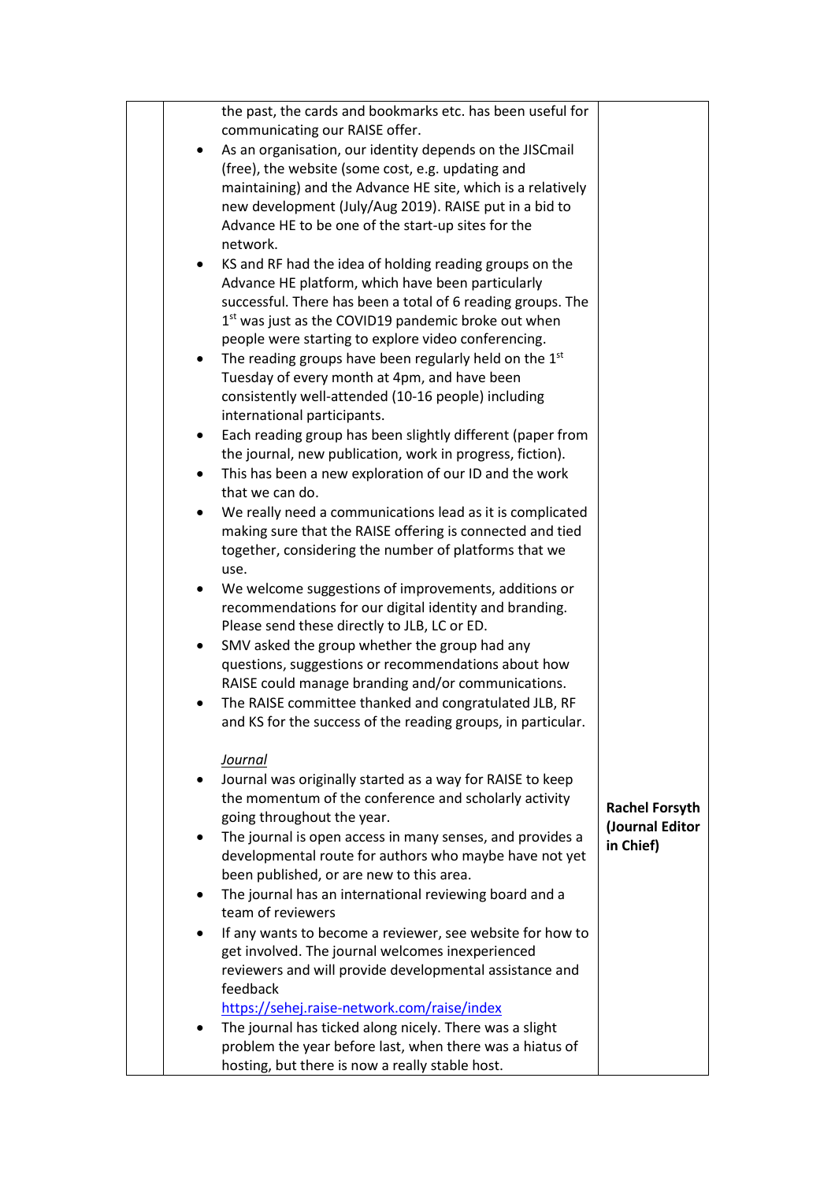| | | |
|---|---|---|
| | the past, the cards and bookmarks etc. has been useful for communicating our RAISE offer.<br>• As an organisation, our identity depends on the JISCmail (free), the website (some cost, e.g. updating and maintaining) and the Advance HE site, which is a relatively new development (July/Aug 2019). RAISE put in a bid to Advance HE to be one of the start-up sites for the network.<br>• KS and RF had the idea of holding reading groups on the Advance HE platform, which have been particularly successful. There has been a total of 6 reading groups. The 1st was just as the COVID19 pandemic broke out when people were starting to explore video conferencing.<br>• The reading groups have been regularly held on the 1st Tuesday of every month at 4pm, and have been consistently well-attended (10-16 people) including international participants.<br>• Each reading group has been slightly different (paper from the journal, new publication, work in progress, fiction).<br>• This has been a new exploration of our ID and the work that we can do.<br>• We really need a communications lead as it is complicated making sure that the RAISE offering is connected and tied together, considering the number of platforms that we use.<br>• We welcome suggestions of improvements, additions or recommendations for our digital identity and branding. Please send these directly to JLB, LC or ED.<br>• SMV asked the group whether the group had any questions, suggestions or recommendations about how RAISE could manage branding and/or communications.<br>• The RAISE committee thanked and congratulated JLB, RF and KS for the success of the reading groups, in particular.<br><br>*Journal*<br>• Journal was originally started as a way for RAISE to keep the momentum of the conference and scholarly activity going throughout the year.<br>• The journal is open access in many senses, and provides a developmental route for authors who maybe have not yet been published, or are new to this area.<br>• The journal has an international reviewing board and a team of reviewers<br>• If any wants to become a reviewer, see website for how to get involved. The journal welcomes inexperienced reviewers and will provide developmental assistance and feedback https://sehej.raise-network.com/raise/index<br>• The journal has ticked along nicely. There was a slight problem the year before last, when there was a hiatus of hosting, but there is now a really stable host. | **Rachel Forsyth (Journal Editor in Chief)** |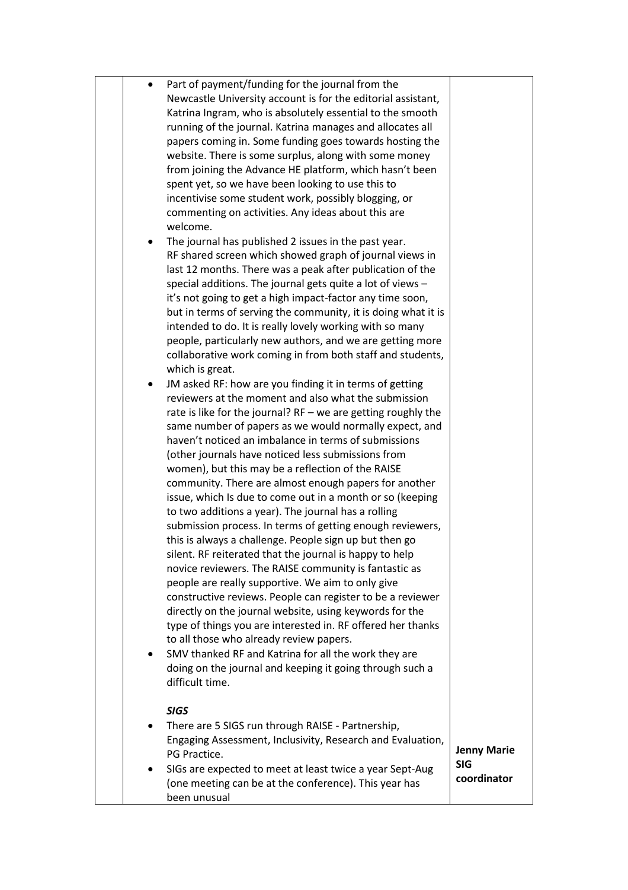| | | |
|---|---|---|
| | • Part of payment/funding for the journal from the Newcastle University account is for the editorial assistant, Katrina Ingram, who is absolutely essential to the smooth running of the journal. Katrina manages and allocates all papers coming in. Some funding goes towards hosting the website. There is some surplus, along with some money from joining the Advance HE platform, which hasn't been spent yet, so we have been looking to use this to incentivise some student work, possibly blogging, or commenting on activities. Any ideas about this are welcome.<br>• The journal has published 2 issues in the past year. RF shared screen which showed graph of journal views in last 12 months. There was a peak after publication of the special additions. The journal gets quite a lot of views – it's not going to get a high impact-factor any time soon, but in terms of serving the community, it is doing what it is intended to do. It is really lovely working with so many people, particularly new authors, and we are getting more collaborative work coming in from both staff and students, which is great.<br>• JM asked RF: how are you finding it in terms of getting reviewers at the moment and also what the submission rate is like for the journal? RF – we are getting roughly the same number of papers as we would normally expect, and haven't noticed an imbalance in terms of submissions (other journals have noticed less submissions from women), but this may be a reflection of the RAISE community. There are almost enough papers for another issue, which Is due to come out in a month or so (keeping to two additions a year). The journal has a rolling submission process. In terms of getting enough reviewers, this is always a challenge. People sign up but then go silent. RF reiterated that the journal is happy to help novice reviewers. The RAISE community is fantastic as people are really supportive. We aim to only give constructive reviews. People can register to be a reviewer directly on the journal website, using keywords for the type of things you are interested in. RF offered her thanks to all those who already review papers.<br>• SMV thanked RF and Katrina for all the work they are doing on the journal and keeping it going through such a difficult time.<br><br>***SIGS***<br>• There are 5 SIGS run through RAISE - Partnership, Engaging Assessment, Inclusivity, Research and Evaluation, PG Practice.<br>• SIGs are expected to meet at least twice a year Sept-Aug (one meeting can be at the conference). This year has been unusual | **Jenny Marie SIG coordinator** |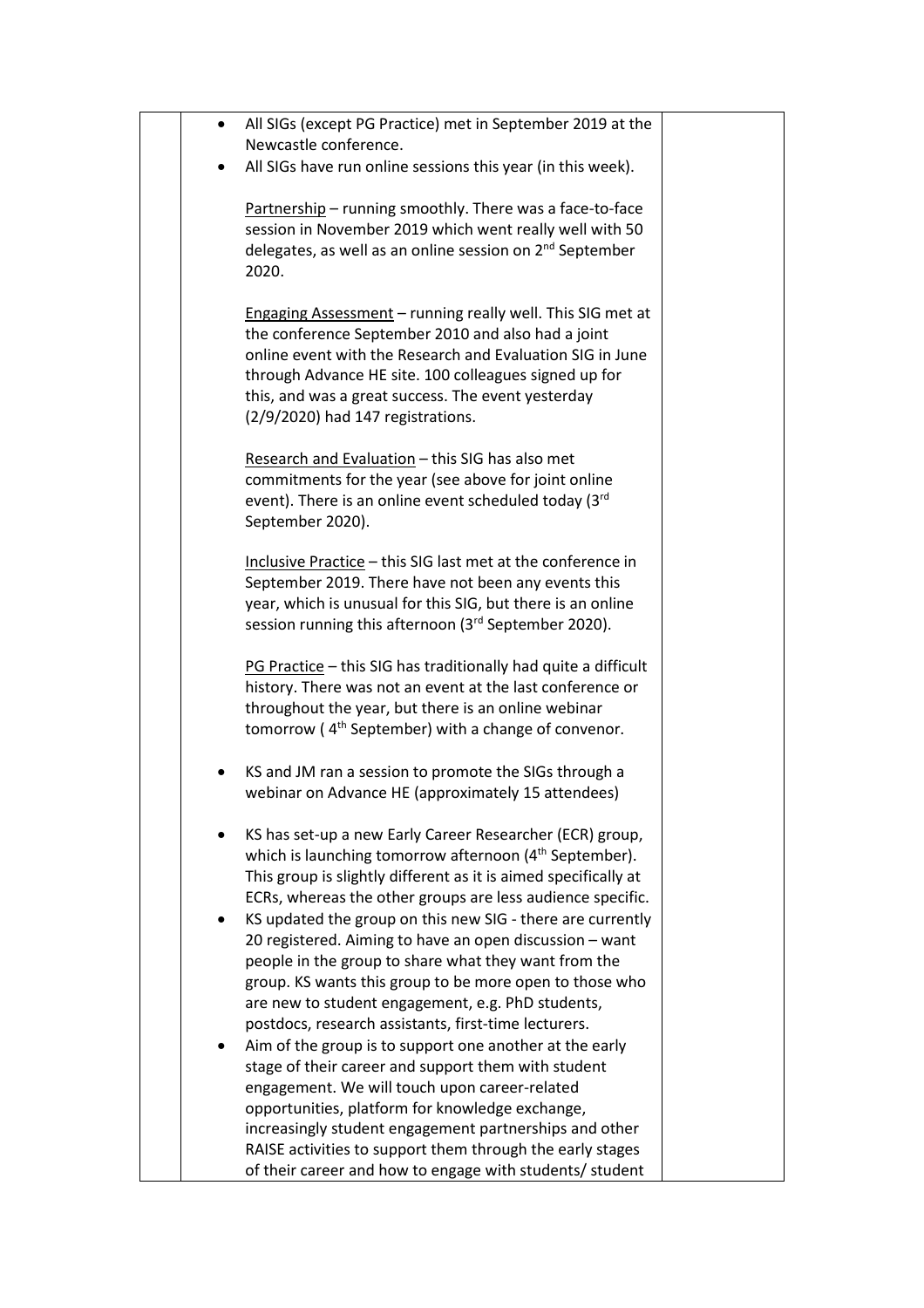- All SIGs (except PG Practice) met in September 2019 at the Newcastle conference.
- All SIGs have run online sessions this year (in this week).

  Partnership – running smoothly. There was a face-to-face session in November 2019 which went really well with 50 delegates, as well as an online session on 2nd September 2020.

  Engaging Assessment – running really well. This SIG met at the conference September 2010 and also had a joint online event with the Research and Evaluation SIG in June through Advance HE site. 100 colleagues signed up for this, and was a great success. The event yesterday (2/9/2020) had 147 registrations.

  Research and Evaluation – this SIG has also met commitments for the year (see above for joint online event). There is an online event scheduled today (3rd September 2020).

  Inclusive Practice – this SIG last met at the conference in September 2019. There have not been any events this year, which is unusual for this SIG, but there is an online session running this afternoon (3rd September 2020).

  PG Practice – this SIG has traditionally had quite a difficult history. There was not an event at the last conference or throughout the year, but there is an online webinar tomorrow ( 4th September) with a change of convenor.

- KS and JM ran a session to promote the SIGs through a webinar on Advance HE (approximately 15 attendees)

- KS has set-up a new Early Career Researcher (ECR) group, which is launching tomorrow afternoon (4th September). This group is slightly different as it is aimed specifically at ECRs, whereas the other groups are less audience specific.
- KS updated the group on this new SIG - there are currently 20 registered. Aiming to have an open discussion – want people in the group to share what they want from the group. KS wants this group to be more open to those who are new to student engagement, e.g. PhD students, postdocs, research assistants, first-time lecturers.
- Aim of the group is to support one another at the early stage of their career and support them with student engagement. We will touch upon career-related opportunities, platform for knowledge exchange, increasingly student engagement partnerships and other RAISE activities to support them through the early stages of their career and how to engage with students/ student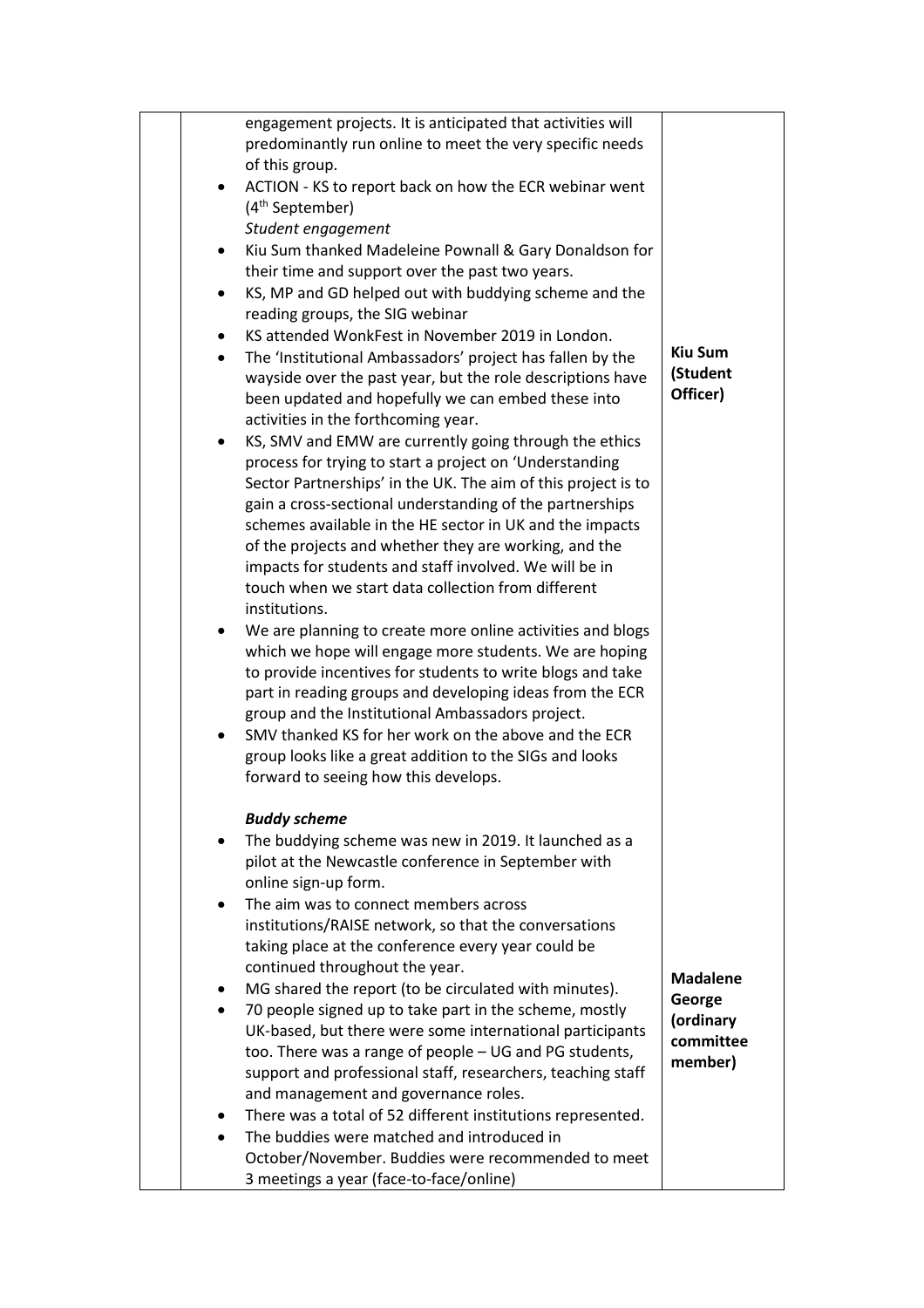| | | |
|---|---|---|
| | engagement projects. It is anticipated that activities will predominantly run online to meet the very specific needs of this group.<br>• ACTION - KS to report back on how the ECR webinar went (4th September)<br>*Student engagement*<br>• Kiu Sum thanked Madeleine Pownall & Gary Donaldson for their time and support over the past two years.<br>• KS, MP and GD helped out with buddying scheme and the reading groups, the SIG webinar<br>• KS attended WonkFest in November 2019 in London.<br>• The 'Institutional Ambassadors' project has fallen by the wayside over the past year, but the role descriptions have been updated and hopefully we can embed these into activities in the forthcoming year.<br>• KS, SMV and EMW are currently going through the ethics process for trying to start a project on 'Understanding Sector Partnerships' in the UK. The aim of this project is to gain a cross-sectional understanding of the partnerships schemes available in the HE sector in UK and the impacts of the projects and whether they are working, and the impacts for students and staff involved. We will be in touch when we start data collection from different institutions.<br>• We are planning to create more online activities and blogs which we hope will engage more students. We are hoping to provide incentives for students to write blogs and take part in reading groups and developing ideas from the ECR group and the Institutional Ambassadors project.<br>• SMV thanked KS for her work on the above and the ECR group looks like a great addition to the SIGs and looks forward to seeing how this develops. | **Kiu Sum (Student Officer)** |
| | ***Buddy scheme***<br>• The buddying scheme was new in 2019. It launched as a pilot at the Newcastle conference in September with online sign-up form.<br>• The aim was to connect members across institutions/RAISE network, so that the conversations taking place at the conference every year could be continued throughout the year.<br>• MG shared the report (to be circulated with minutes).<br>• 70 people signed up to take part in the scheme, mostly UK-based, but there were some international participants too. There was a range of people – UG and PG students, support and professional staff, researchers, teaching staff and management and governance roles.<br>• There was a total of 52 different institutions represented.<br>• The buddies were matched and introduced in October/November. Buddies were recommended to meet 3 meetings a year (face-to-face/online) | **Madalene George (ordinary committee member)** |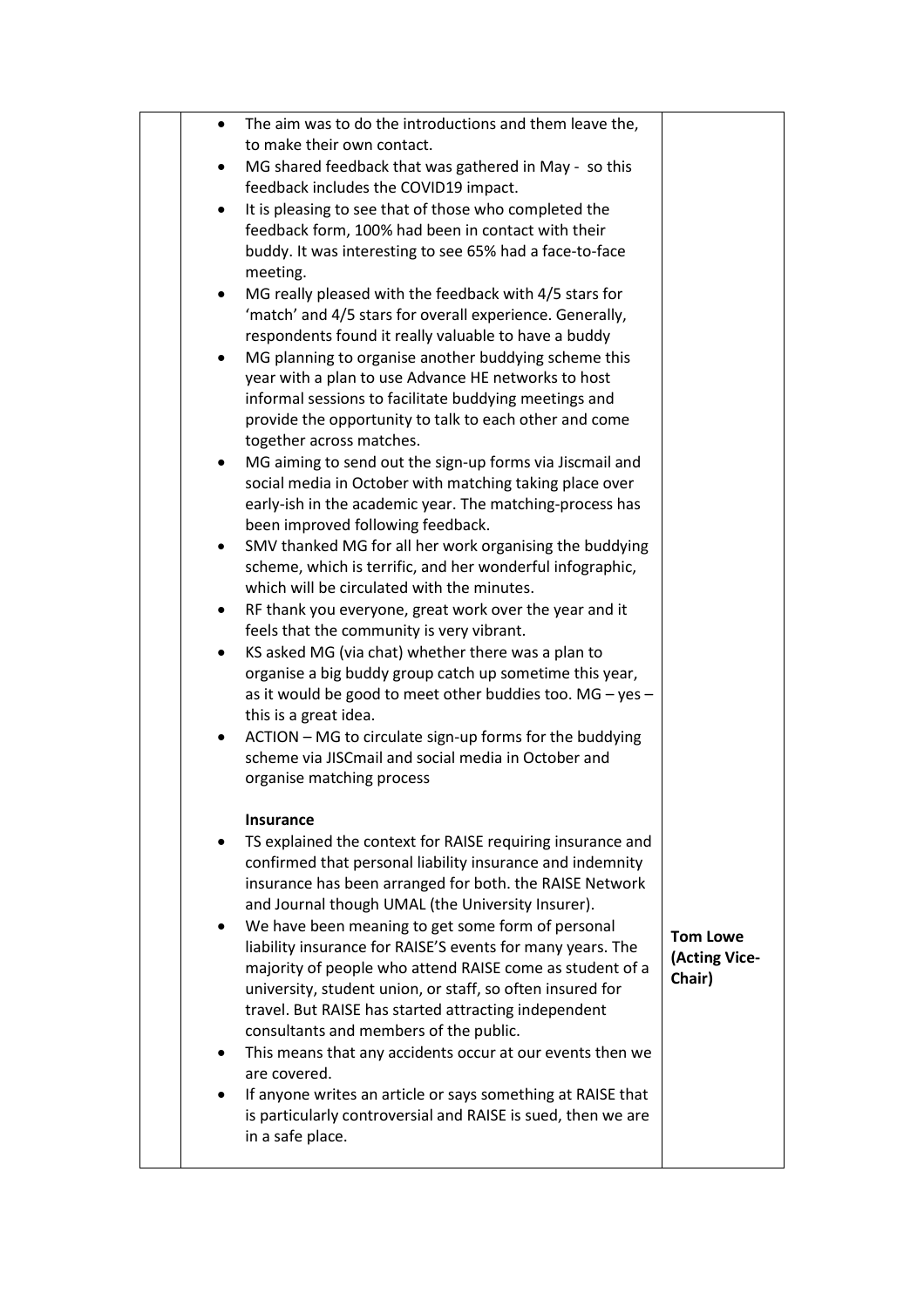| | Content | Lead |
|---|---|---|
| | • The aim was to do the introductions and them leave the, to make their own contact.<br>• MG shared feedback that was gathered in May - so this feedback includes the COVID19 impact.<br>• It is pleasing to see that of those who completed the feedback form, 100% had been in contact with their buddy. It was interesting to see 65% had a face-to-face meeting.<br>• MG really pleased with the feedback with 4/5 stars for 'match' and 4/5 stars for overall experience. Generally, respondents found it really valuable to have a buddy<br>• MG planning to organise another buddying scheme this year with a plan to use Advance HE networks to host informal sessions to facilitate buddying meetings and provide the opportunity to talk to each other and come together across matches.<br>• MG aiming to send out the sign-up forms via Jiscmail and social media in October with matching taking place over early-ish in the academic year. The matching-process has been improved following feedback.<br>• SMV thanked MG for all her work organising the buddying scheme, which is terrific, and her wonderful infographic, which will be circulated with the minutes.<br>• RF thank you everyone, great work over the year and it feels that the community is very vibrant.<br>• KS asked MG (via chat) whether there was a plan to organise a big buddy group catch up sometime this year, as it would be good to meet other buddies too. MG – yes – this is a great idea.<br>• ACTION – MG to circulate sign-up forms for the buddying scheme via JISCmail and social media in October and organise matching process<br><br>**Insurance**<br>• TS explained the context for RAISE requiring insurance and confirmed that personal liability insurance and indemnity insurance has been arranged for both. the RAISE Network and Journal though UMAL (the University Insurer).<br>• We have been meaning to get some form of personal liability insurance for RAISE'S events for many years. The majority of people who attend RAISE come as student of a university, student union, or staff, so often insured for travel. But RAISE has started attracting independent consultants and members of the public.<br>• This means that any accidents occur at our events then we are covered.<br>• If anyone writes an article or says something at RAISE that is particularly controversial and RAISE is sued, then we are in a safe place. | **Tom Lowe (Acting Vice-Chair)** |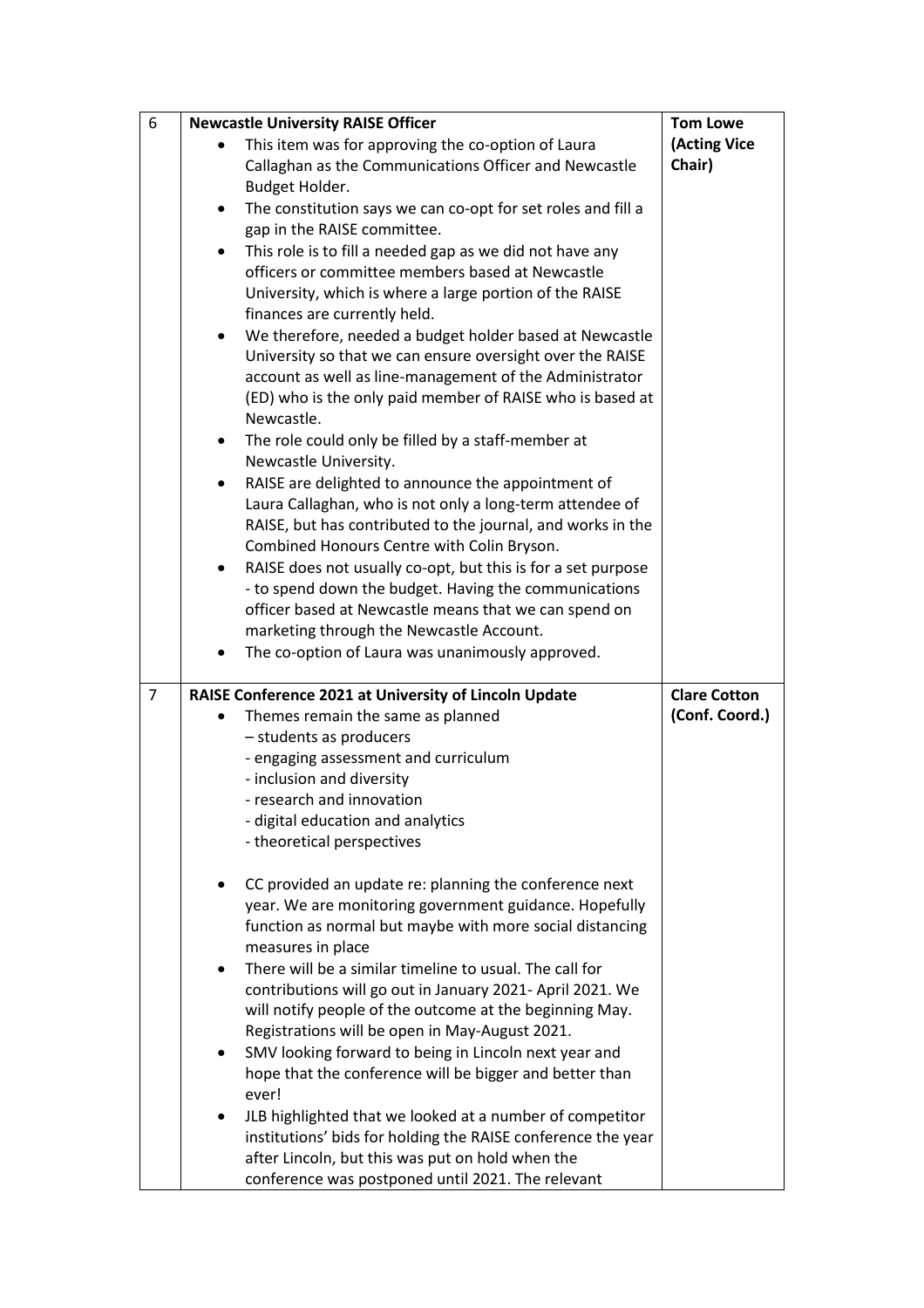| 6 | **Newcastle University RAISE Officer**<br>• This item was for approving the co-option of Laura Callaghan as the Communications Officer and Newcastle Budget Holder.<br>• The constitution says we can co-opt for set roles and fill a gap in the RAISE committee.<br>• This role is to fill a needed gap as we did not have any officers or committee members based at Newcastle University, which is where a large portion of the RAISE finances are currently held.<br>• We therefore, needed a budget holder based at Newcastle University so that we can ensure oversight over the RAISE account as well as line-management of the Administrator (ED) who is the only paid member of RAISE who is based at Newcastle.<br>• The role could only be filled by a staff-member at Newcastle University.<br>• RAISE are delighted to announce the appointment of Laura Callaghan, who is not only a long-term attendee of RAISE, but has contributed to the journal, and works in the Combined Honours Centre with Colin Bryson.<br>• RAISE does not usually co-opt, but this is for a set purpose - to spend down the budget. Having the communications officer based at Newcastle means that we can spend on marketing through the Newcastle Account.<br>• The co-option of Laura was unanimously approved. | **Tom Lowe (Acting Vice Chair)** |
|---|---|---|
| 7 | **RAISE Conference 2021 at University of Lincoln Update**<br>• Themes remain the same as planned<br>– students as producers<br>- engaging assessment and curriculum<br>- inclusion and diversity<br>- research and innovation<br>- digital education and analytics<br>- theoretical perspectives<br><br>• CC provided an update re: planning the conference next year. We are monitoring government guidance. Hopefully function as normal but maybe with more social distancing measures in place<br>• There will be a similar timeline to usual. The call for contributions will go out in January 2021- April 2021. We will notify people of the outcome at the beginning May. Registrations will be open in May-August 2021.<br>• SMV looking forward to being in Lincoln next year and hope that the conference will be bigger and better than ever!<br>• JLB highlighted that we looked at a number of competitor institutions' bids for holding the RAISE conference the year after Lincoln, but this was put on hold when the conference was postponed until 2021. The relevant | **Clare Cotton (Conf. Coord.)** |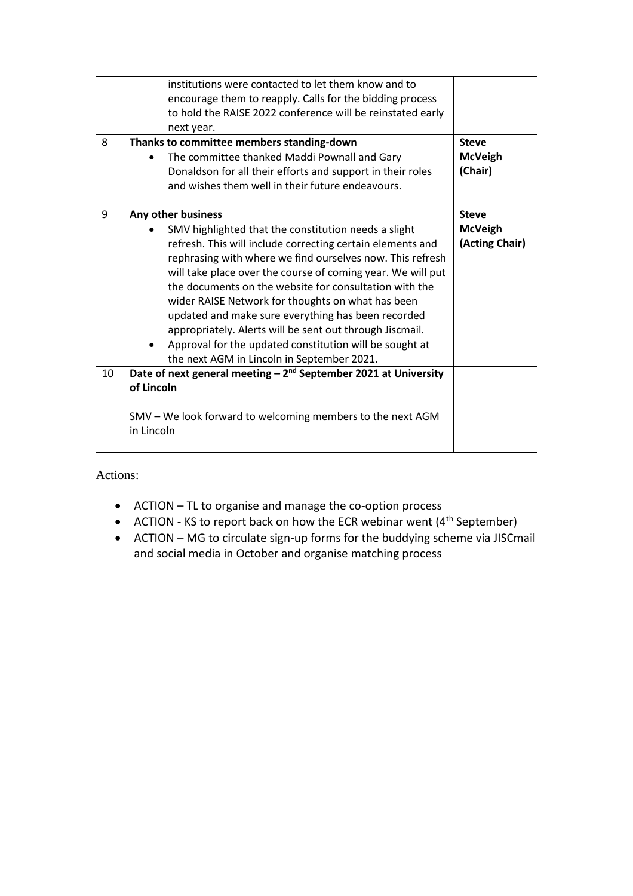| | | |
|---|---|---|
| | institutions were contacted to let them know and to encourage them to reapply. Calls for the bidding process to hold the RAISE 2022 conference will be reinstated early next year. | |
| 8 | **Thanks to committee members standing-down**<br>• The committee thanked Maddi Pownall and Gary Donaldson for all their efforts and support in their roles and wishes them well in their future endeavours. | **Steve McVeigh (Chair)** |
| 9 | **Any other business**<br>• SMV highlighted that the constitution needs a slight refresh. This will include correcting certain elements and rephrasing with where we find ourselves now. This refresh will take place over the course of coming year. We will put the documents on the website for consultation with the wider RAISE Network for thoughts on what has been updated and make sure everything has been recorded appropriately. Alerts will be sent out through Jiscmail.<br>• Approval for the updated constitution will be sought at the next AGM in Lincoln in September 2021. | **Steve McVeigh (Acting Chair)** |
| 10 | **Date of next general meeting – 2nd September 2021 at University of Lincoln**<br><br>SMV – We look forward to welcoming members to the next AGM in Lincoln | |

Actions:

- ACTION – TL to organise and manage the co-option process
- ACTION - KS to report back on how the ECR webinar went (4th September)
- ACTION – MG to circulate sign-up forms for the buddying scheme via JISCmail and social media in October and organise matching process